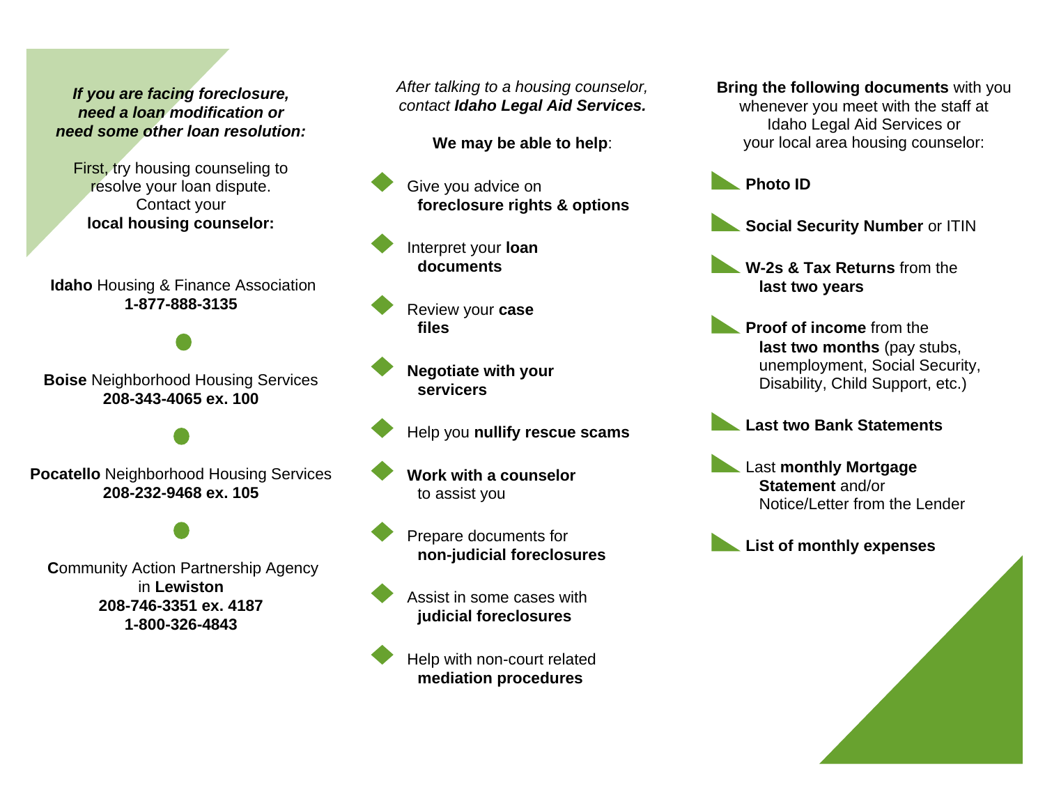***If you are facing foreclosure, need a loan modification or need some other loan resolution:***

First, try housing counseling to resolve your loan dispute. Contact your **local housing counselor:**

**Idaho** Housing & Finance Association
**1-877-888-3135**

**Boise** Neighborhood Housing Services
**208-343-4065 ex. 100**

**Pocatello** Neighborhood Housing Services
**208-232-9468 ex. 105**

**C**ommunity Action Partnership Agency in **Lewiston**
**208-746-3351 ex. 4187**
**1-800-326-4843**

*After talking to a housing counselor, contact **Idaho Legal Aid Services.***

**We may be able to help**:

- Give you advice on **foreclosure rights & options**
- Interpret your **loan documents**
- Review your **case files**
- **Negotiate with your servicers**
- Help you **nullify rescue scams**
- **Work with a counselor** to assist you
- Prepare documents for **non-judicial foreclosures**
- Assist in some cases with **judicial foreclosures**
- Help with non-court related **mediation procedures**

**Bring the following documents** with you whenever you meet with the staff at Idaho Legal Aid Services or your local area housing counselor:

- **Photo ID**
- **Social Security Number** or ITIN
- **W-2s & Tax Returns** from the **last two years**
- **Proof of income** from the **last two months** (pay stubs, unemployment, Social Security, Disability, Child Support, etc.)
- **Last two Bank Statements**
- Last **monthly Mortgage Statement** and/or Notice/Letter from the Lender
- **List of monthly expenses**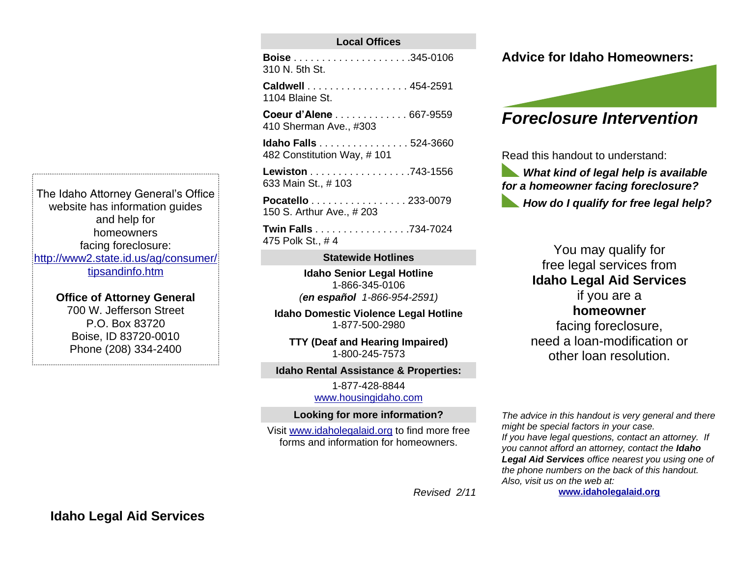The Idaho Attorney General's Office website has information guides and help for homeowners facing foreclosure: [http://www2.state.id.us/ag/consumer/tipsandinfo.htm](http://www2.state.id.us/ag/consumer/tipsandinfo.htm)

**Office of Attorney General**
700 W. Jefferson Street
P.O. Box 83720
Boise, ID 83720-0010
Phone (208) 334-2400

**Idaho Legal Aid Services**

## Local Offices

**Boise** . . . . . . . . . . . . . . . . . . . . .345-0106
310 N. 5th St.

**Caldwell** . . . . . . . . . . . . . . . . . . 454-2591
1104 Blaine St.

**Coeur d'Alene** . . . . . . . . . . . . . 667-9559
410 Sherman Ave., #303

**Idaho Falls** . . . . . . . . . . . . . . . . 524-3660
482 Constitution Way, # 101

**Lewiston** . . . . . . . . . . . . . . . . . .743-1556
633 Main St., # 103

**Pocatello** . . . . . . . . . . . . . . . . . 233-0079
150 S. Arthur Ave., # 203

**Twin Falls** . . . . . . . . . . . . . . . . .734-7024
475 Polk St., # 4

## Statewide Hotlines

**Idaho Senior Legal Hotline**
1-866-345-0106
(***en español*** *1-866-954-2591)*

**Idaho Domestic Violence Legal Hotline**
1-877-500-2980

**TTY (Deaf and Hearing Impaired)**
1-800-245-7573

## Idaho Rental Assistance & Properties:

1-877-428-8844
[www.housingidaho.com](http://www.housingidaho.com)

## Looking for more information?

Visit [www.idaholegalaid.org](http://www.idaholegalaid.org) to find more free forms and information for homeowners.

*Revised 2/11*

## Advice for Idaho Homeowners:

# *Foreclosure Intervention*

Read this handout to understand:

- ***What kind of legal help is available for a homeowner facing foreclosure?***
- ***How do I qualify for free legal help?***

You may qualify for free legal services from **Idaho Legal Aid Services** if you are a **homeowner** facing foreclosure, need a loan-modification or other loan resolution.

*The advice in this handout is very general and there might be special factors in your case. If you have legal questions, contact an attorney. If you cannot afford an attorney, contact the* ***Idaho Legal Aid Services*** *office nearest you using one of the phone numbers on the back of this handout. Also, visit us on the web at:*

**[www.idaholegalaid.org](http://www.idaholegalaid.org)**